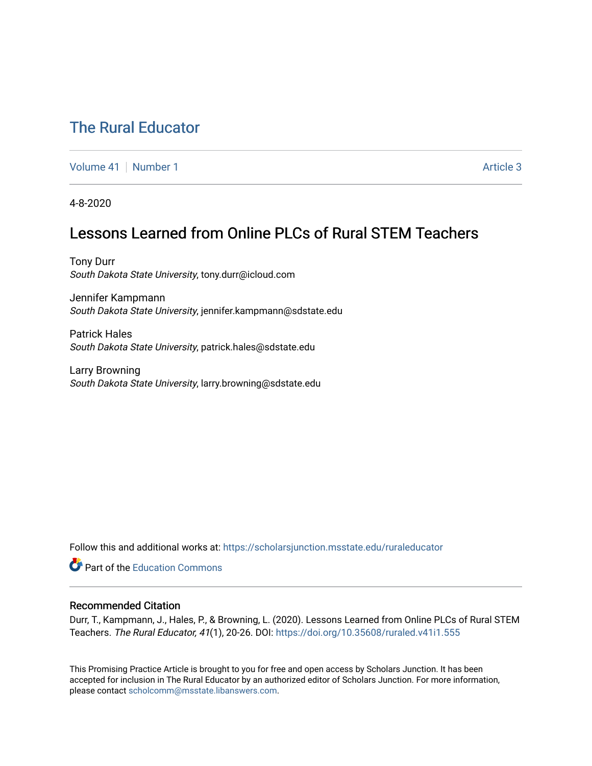# The Rural Educator

Volume 41 | Number 1 | Article 3

4-8-2020

## Lessons Learned from Online PLCs of Rural STEM Teachers

Tony Durr
*South Dakota State University*, tony.durr@icloud.com

Jennifer Kampmann
*South Dakota State University*, jennifer.kampmann@sdstate.edu

Patrick Hales
*South Dakota State University*, patrick.hales@sdstate.edu

Larry Browning
*South Dakota State University*, larry.browning@sdstate.edu

Follow this and additional works at: https://scholarsjunction.msstate.edu/ruraleducator

Part of the Education Commons

### Recommended Citation

Durr, T., Kampmann, J., Hales, P., & Browning, L. (2020). Lessons Learned from Online PLCs of Rural STEM Teachers. *The Rural Educator, 41*(1), 20-26. DOI: https://doi.org/10.35608/ruraled.v41i1.555

This Promising Practice Article is brought to you for free and open access by Scholars Junction. It has been accepted for inclusion in The Rural Educator by an authorized editor of Scholars Junction. For more information, please contact scholcomm@msstate.libanswers.com.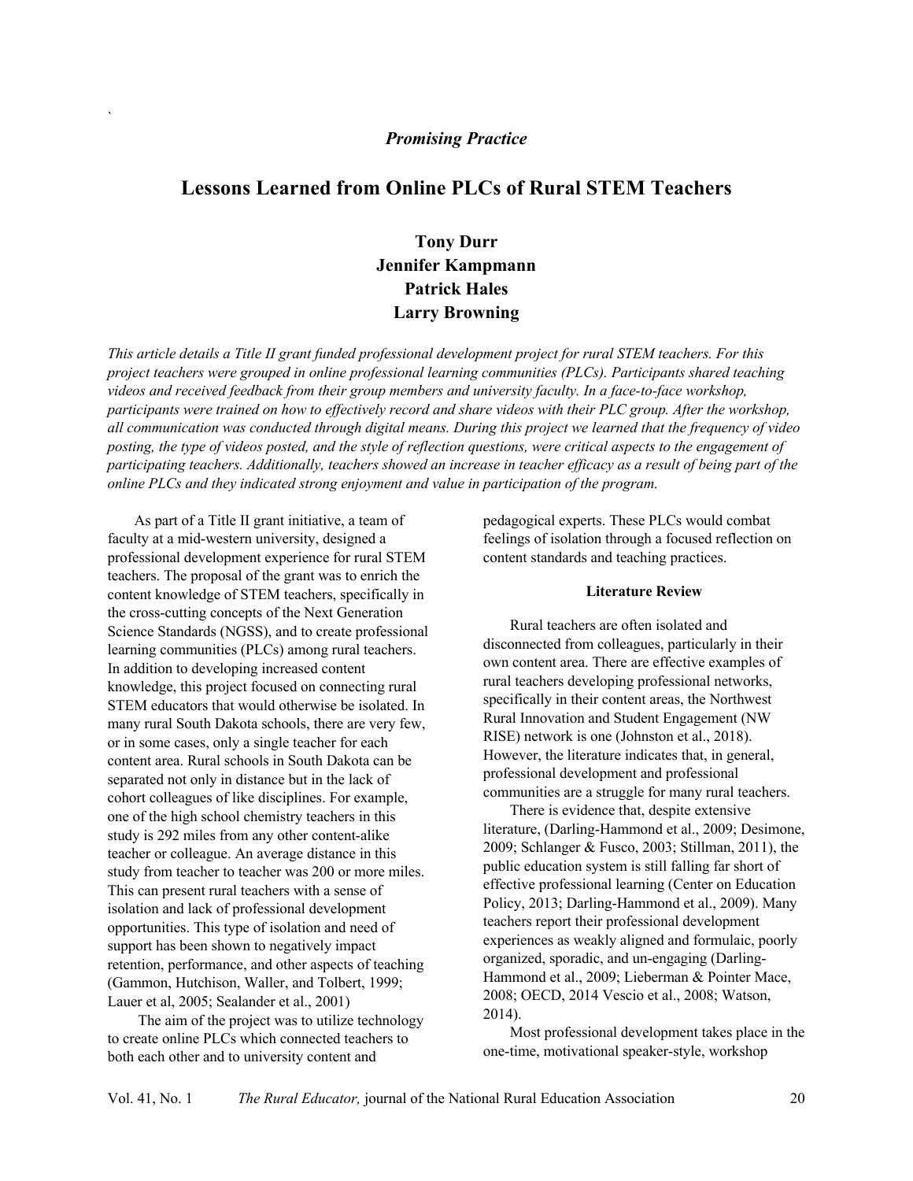*Promising Practice*

# Lessons Learned from Online PLCs of Rural STEM Teachers

**Tony Durr**
**Jennifer Kampmann**
**Patrick Hales**
**Larry Browning**

*This article details a Title II grant funded professional development project for rural STEM teachers. For this project teachers were grouped in online professional learning communities (PLCs). Participants shared teaching videos and received feedback from their group members and university faculty. In a face-to-face workshop, participants were trained on how to effectively record and share videos with their PLC group. After the workshop, all communication was conducted through digital means. During this project we learned that the frequency of video posting, the type of videos posted, and the style of reflection questions, were critical aspects to the engagement of participating teachers. Additionally, teachers showed an increase in teacher efficacy as a result of being part of the online PLCs and they indicated strong enjoyment and value in participation of the program.*

As part of a Title II grant initiative, a team of faculty at a mid-western university, designed a professional development experience for rural STEM teachers. The proposal of the grant was to enrich the content knowledge of STEM teachers, specifically in the cross-cutting concepts of the Next Generation Science Standards (NGSS), and to create professional learning communities (PLCs) among rural teachers. In addition to developing increased content knowledge, this project focused on connecting rural STEM educators that would otherwise be isolated. In many rural South Dakota schools, there are very few, or in some cases, only a single teacher for each content area. Rural schools in South Dakota can be separated not only in distance but in the lack of cohort colleagues of like disciplines. For example, one of the high school chemistry teachers in this study is 292 miles from any other content-alike teacher or colleague. An average distance in this study from teacher to teacher was 200 or more miles. This can present rural teachers with a sense of isolation and lack of professional development opportunities. This type of isolation and need of support has been shown to negatively impact retention, performance, and other aspects of teaching (Gammon, Hutchison, Waller, and Tolbert, 1999; Lauer et al, 2005; Sealander et al., 2001)

The aim of the project was to utilize technology to create online PLCs which connected teachers to both each other and to university content and pedagogical experts. These PLCs would combat feelings of isolation through a focused reflection on content standards and teaching practices.

## Literature Review

Rural teachers are often isolated and disconnected from colleagues, particularly in their own content area. There are effective examples of rural teachers developing professional networks, specifically in their content areas, the Northwest Rural Innovation and Student Engagement (NW RISE) network is one (Johnston et al., 2018). However, the literature indicates that, in general, professional development and professional communities are a struggle for many rural teachers.

There is evidence that, despite extensive literature, (Darling-Hammond et al., 2009; Desimone, 2009; Schlanger & Fusco, 2003; Stillman, 2011), the public education system is still falling far short of effective professional learning (Center on Education Policy, 2013; Darling-Hammond et al., 2009). Many teachers report their professional development experiences as weakly aligned and formulaic, poorly organized, sporadic, and un-engaging (Darling-Hammond et al., 2009; Lieberman & Pointer Mace, 2008; OECD, 2014 Vescio et al., 2008; Watson, 2014).

Most professional development takes place in the one-time, motivational speaker-style, workshop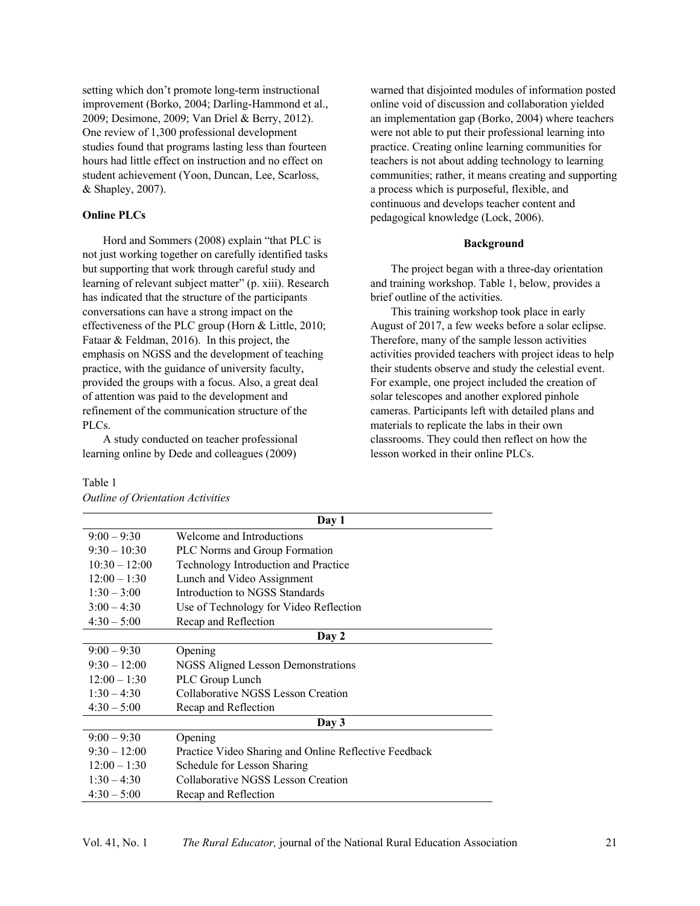setting which don't promote long-term instructional improvement (Borko, 2004; Darling-Hammond et al., 2009; Desimone, 2009; Van Driel & Berry, 2012). One review of 1,300 professional development studies found that programs lasting less than fourteen hours had little effect on instruction and no effect on student achievement (Yoon, Duncan, Lee, Scarloss, & Shapley, 2007).

**Online PLCs**

Hord and Sommers (2008) explain "that PLC is not just working together on carefully identified tasks but supporting that work through careful study and learning of relevant subject matter" (p. xiii). Research has indicated that the structure of the participants conversations can have a strong impact on the effectiveness of the PLC group (Horn & Little, 2010; Fataar & Feldman, 2016). In this project, the emphasis on NGSS and the development of teaching practice, with the guidance of university faculty, provided the groups with a focus. Also, a great deal of attention was paid to the development and refinement of the communication structure of the PLCs.

A study conducted on teacher professional learning online by Dede and colleagues (2009) warned that disjointed modules of information posted online void of discussion and collaboration yielded an implementation gap (Borko, 2004) where teachers were not able to put their professional learning into practice. Creating online learning communities for teachers is not about adding technology to learning communities; rather, it means creating and supporting a process which is purposeful, flexible, and continuous and develops teacher content and pedagogical knowledge (Lock, 2006).

**Background**

The project began with a three-day orientation and training workshop. Table 1, below, provides a brief outline of the activities.

This training workshop took place in early August of 2017, a few weeks before a solar eclipse. Therefore, many of the sample lesson activities activities provided teachers with project ideas to help their students observe and study the celestial event. For example, one project included the creation of solar telescopes and another explored pinhole cameras. Participants left with detailed plans and materials to replicate the labs in their own classrooms. They could then reflect on how the lesson worked in their online PLCs.

Table 1
*Outline of Orientation Activities*

| | **Day 1** |
|---|---|
| 9:00 – 9:30 | Welcome and Introductions |
| 9:30 – 10:30 | PLC Norms and Group Formation |
| 10:30 – 12:00 | Technology Introduction and Practice |
| 12:00 – 1:30 | Lunch and Video Assignment |
| 1:30 – 3:00 | Introduction to NGSS Standards |
| 3:00 – 4:30 | Use of Technology for Video Reflection |
| 4:30 – 5:00 | Recap and Reflection |
| | **Day 2** |
| 9:00 – 9:30 | Opening |
| 9:30 – 12:00 | NGSS Aligned Lesson Demonstrations |
| 12:00 – 1:30 | PLC Group Lunch |
| 1:30 – 4:30 | Collaborative NGSS Lesson Creation |
| 4:30 – 5:00 | Recap and Reflection |
| | **Day 3** |
| 9:00 – 9:30 | Opening |
| 9:30 – 12:00 | Practice Video Sharing and Online Reflective Feedback |
| 12:00 – 1:30 | Schedule for Lesson Sharing |
| 1:30 – 4:30 | Collaborative NGSS Lesson Creation |
| 4:30 – 5:00 | Recap and Reflection |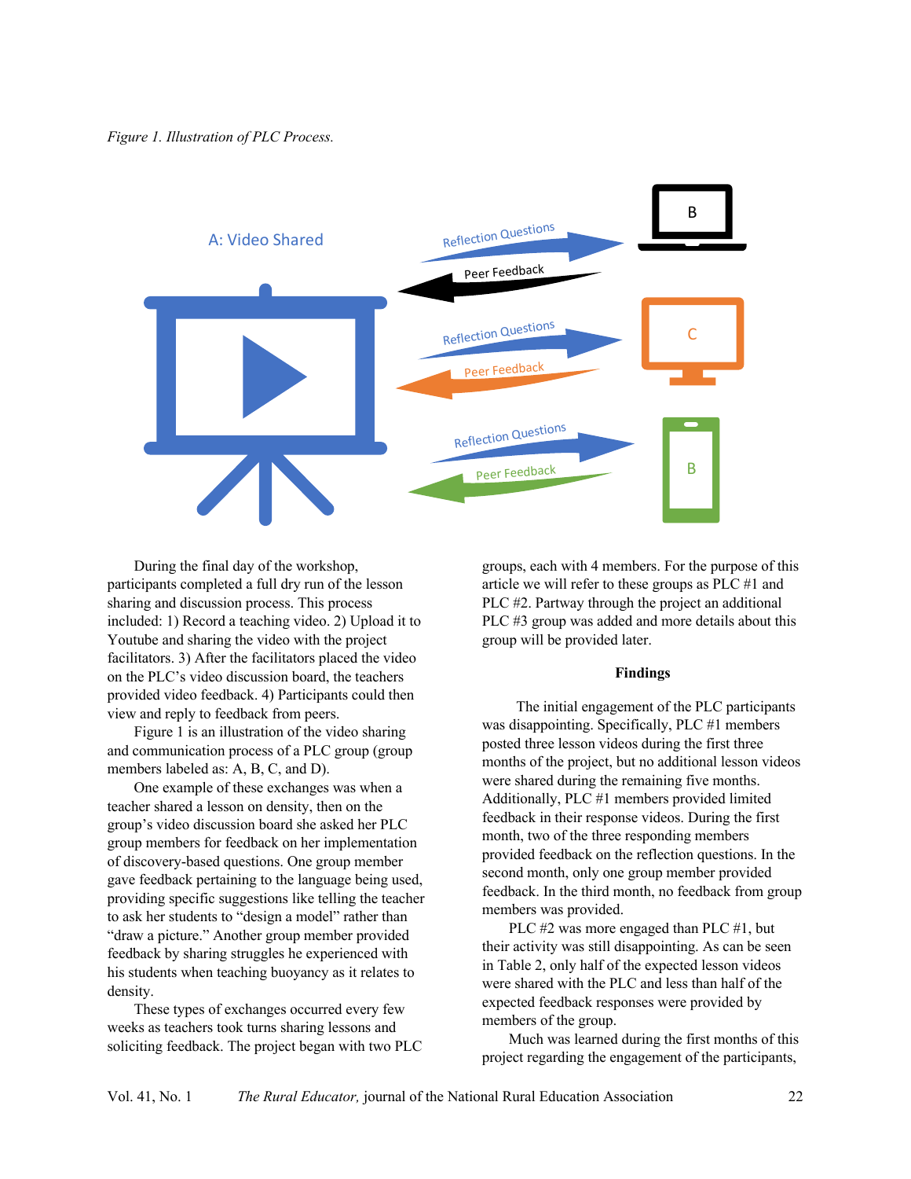*Figure 1. Illustration of PLC Process.*

During the final day of the workshop, participants completed a full dry run of the lesson sharing and discussion process. This process included: 1) Record a teaching video. 2) Upload it to Youtube and sharing the video with the project facilitators. 3) After the facilitators placed the video on the PLC's video discussion board, the teachers provided video feedback. 4) Participants could then view and reply to feedback from peers.

Figure 1 is an illustration of the video sharing and communication process of a PLC group (group members labeled as: A, B, C, and D).

One example of these exchanges was when a teacher shared a lesson on density, then on the group's video discussion board she asked her PLC group members for feedback on her implementation of discovery-based questions. One group member gave feedback pertaining to the language being used, providing specific suggestions like telling the teacher to ask her students to "design a model" rather than "draw a picture." Another group member provided feedback by sharing struggles he experienced with his students when teaching buoyancy as it relates to density.

These types of exchanges occurred every few weeks as teachers took turns sharing lessons and soliciting feedback. The project began with two PLC groups, each with 4 members. For the purpose of this article we will refer to these groups as PLC #1 and PLC #2. Partway through the project an additional PLC #3 group was added and more details about this group will be provided later.

## Findings

The initial engagement of the PLC participants was disappointing. Specifically, PLC #1 members posted three lesson videos during the first three months of the project, but no additional lesson videos were shared during the remaining five months. Additionally, PLC #1 members provided limited feedback in their response videos. During the first month, two of the three responding members provided feedback on the reflection questions. In the second month, only one group member provided feedback. In the third month, no feedback from group members was provided.

PLC #2 was more engaged than PLC #1, but their activity was still disappointing. As can be seen in Table 2, only half of the expected lesson videos were shared with the PLC and less than half of the expected feedback responses were provided by members of the group.

Much was learned during the first months of this project regarding the engagement of the participants,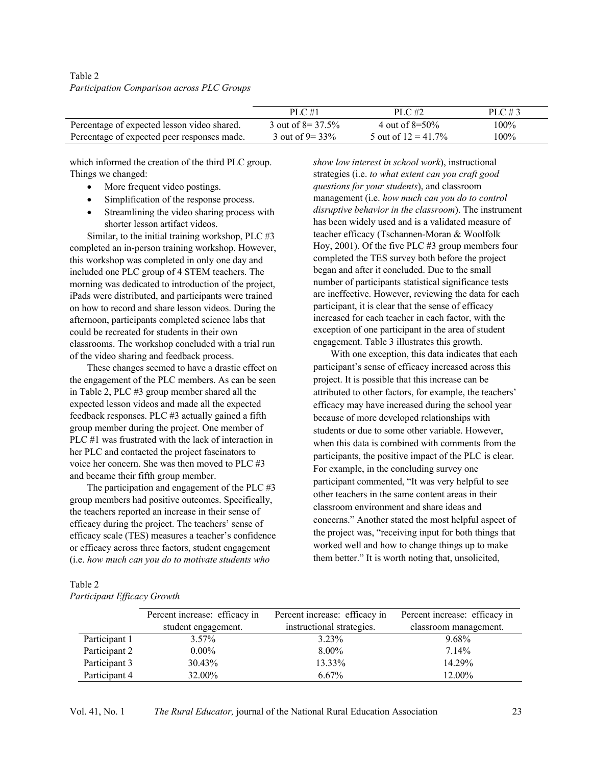Table 2

*Participation Comparison across PLC Groups*

| | PLC #1 | PLC #2 | PLC # 3 |
|---|---|---|---|
| Percentage of expected lesson video shared. | 3 out of 8= 37.5% | 4 out of 8=50% | 100% |
| Percentage of expected peer responses made. | 3 out of 9= 33% | 5 out of 12 = 41.7% | 100% |

which informed the creation of the third PLC group. Things we changed:

- More frequent video postings.
- Simplification of the response process.
- Streamlining the video sharing process with shorter lesson artifact videos.

Similar, to the initial training workshop, PLC #3 completed an in-person training workshop. However, this workshop was completed in only one day and included one PLC group of 4 STEM teachers. The morning was dedicated to introduction of the project, iPads were distributed, and participants were trained on how to record and share lesson videos. During the afternoon, participants completed science labs that could be recreated for students in their own classrooms. The workshop concluded with a trial run of the video sharing and feedback process.

These changes seemed to have a drastic effect on the engagement of the PLC members. As can be seen in Table 2, PLC #3 group member shared all the expected lesson videos and made all the expected feedback responses. PLC #3 actually gained a fifth group member during the project. One member of PLC #1 was frustrated with the lack of interaction in her PLC and contacted the project fascinators to voice her concern. She was then moved to PLC #3 and became their fifth group member.

The participation and engagement of the PLC #3 group members had positive outcomes. Specifically, the teachers reported an increase in their sense of efficacy during the project. The teachers' sense of efficacy scale (TES) measures a teacher's confidence or efficacy across three factors, student engagement (i.e. *how much can you do to motivate students who show low interest in school work*), instructional strategies (i.e. *to what extent can you craft good questions for your students*), and classroom management (i.e. *how much can you do to control disruptive behavior in the classroom*). The instrument has been widely used and is a validated measure of teacher efficacy (Tschannen-Moran & Woolfolk Hoy, 2001). Of the five PLC #3 group members four completed the TES survey both before the project began and after it concluded. Due to the small number of participants statistical significance tests are ineffective. However, reviewing the data for each participant, it is clear that the sense of efficacy increased for each teacher in each factor, with the exception of one participant in the area of student engagement. Table 3 illustrates this growth.

With one exception, this data indicates that each participant's sense of efficacy increased across this project. It is possible that this increase can be attributed to other factors, for example, the teachers' efficacy may have increased during the school year because of more developed relationships with students or due to some other variable. However, when this data is combined with comments from the participants, the positive impact of the PLC is clear. For example, in the concluding survey one participant commented, "It was very helpful to see other teachers in the same content areas in their classroom environment and share ideas and concerns." Another stated the most helpful aspect of the project was, "receiving input for both things that worked well and how to change things up to make them better." It is worth noting that, unsolicited,

Table 2

*Participant Efficacy Growth*

| | Percent increase: efficacy in student engagement. | Percent increase: efficacy in instructional strategies. | Percent increase: efficacy in classroom management. |
|---|---|---|---|
| Participant 1 | 3.57% | 3.23% | 9.68% |
| Participant 2 | 0.00% | 8.00% | 7.14% |
| Participant 3 | 30.43% | 13.33% | 14.29% |
| Participant 4 | 32.00% | 6.67% | 12.00% |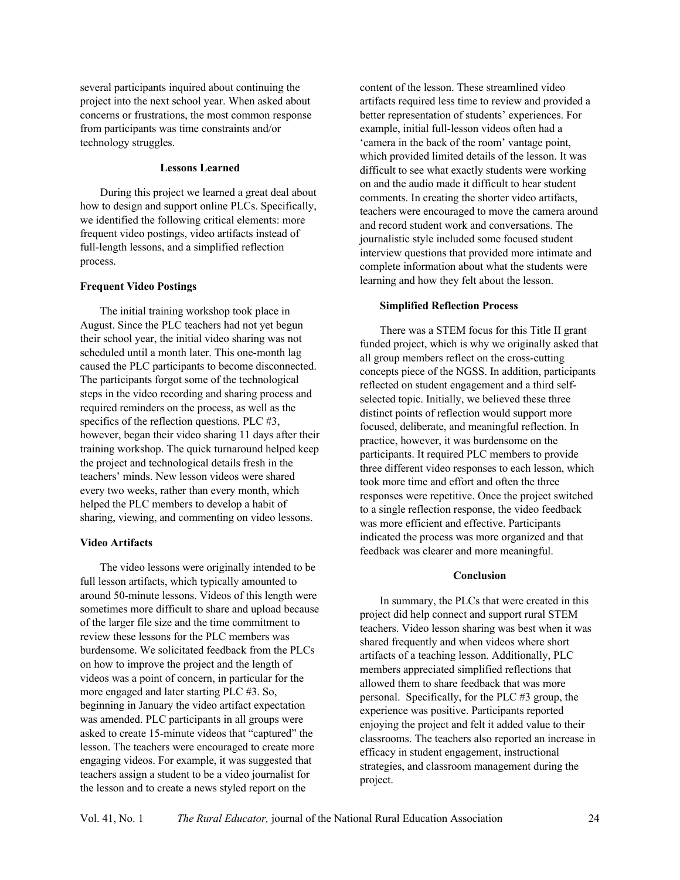several participants inquired about continuing the project into the next school year. When asked about concerns or frustrations, the most common response from participants was time constraints and/or technology struggles.

## Lessons Learned

During this project we learned a great deal about how to design and support online PLCs. Specifically, we identified the following critical elements: more frequent video postings, video artifacts instead of full-length lessons, and a simplified reflection process.

### Frequent Video Postings

The initial training workshop took place in August. Since the PLC teachers had not yet begun their school year, the initial video sharing was not scheduled until a month later. This one-month lag caused the PLC participants to become disconnected. The participants forgot some of the technological steps in the video recording and sharing process and required reminders on the process, as well as the specifics of the reflection questions. PLC #3, however, began their video sharing 11 days after their training workshop. The quick turnaround helped keep the project and technological details fresh in the teachers' minds. New lesson videos were shared every two weeks, rather than every month, which helped the PLC members to develop a habit of sharing, viewing, and commenting on video lessons.

### Video Artifacts

The video lessons were originally intended to be full lesson artifacts, which typically amounted to around 50-minute lessons. Videos of this length were sometimes more difficult to share and upload because of the larger file size and the time commitment to review these lessons for the PLC members was burdensome. We solicitated feedback from the PLCs on how to improve the project and the length of videos was a point of concern, in particular for the more engaged and later starting PLC #3. So, beginning in January the video artifact expectation was amended. PLC participants in all groups were asked to create 15-minute videos that "captured" the lesson. The teachers were encouraged to create more engaging videos. For example, it was suggested that teachers assign a student to be a video journalist for the lesson and to create a news styled report on the content of the lesson. These streamlined video artifacts required less time to review and provided a better representation of students' experiences. For example, initial full-lesson videos often had a 'camera in the back of the room' vantage point, which provided limited details of the lesson. It was difficult to see what exactly students were working on and the audio made it difficult to hear student comments. In creating the shorter video artifacts, teachers were encouraged to move the camera around and record student work and conversations. The journalistic style included some focused student interview questions that provided more intimate and complete information about what the students were learning and how they felt about the lesson.

### Simplified Reflection Process

There was a STEM focus for this Title II grant funded project, which is why we originally asked that all group members reflect on the cross-cutting concepts piece of the NGSS. In addition, participants reflected on student engagement and a third self-selected topic. Initially, we believed these three distinct points of reflection would support more focused, deliberate, and meaningful reflection. In practice, however, it was burdensome on the participants. It required PLC members to provide three different video responses to each lesson, which took more time and effort and often the three responses were repetitive. Once the project switched to a single reflection response, the video feedback was more efficient and effective. Participants indicated the process was more organized and that feedback was clearer and more meaningful.

## Conclusion

In summary, the PLCs that were created in this project did help connect and support rural STEM teachers. Video lesson sharing was best when it was shared frequently and when videos where short artifacts of a teaching lesson. Additionally, PLC members appreciated simplified reflections that allowed them to share feedback that was more personal. Specifically, for the PLC #3 group, the experience was positive. Participants reported enjoying the project and felt it added value to their classrooms. The teachers also reported an increase in efficacy in student engagement, instructional strategies, and classroom management during the project.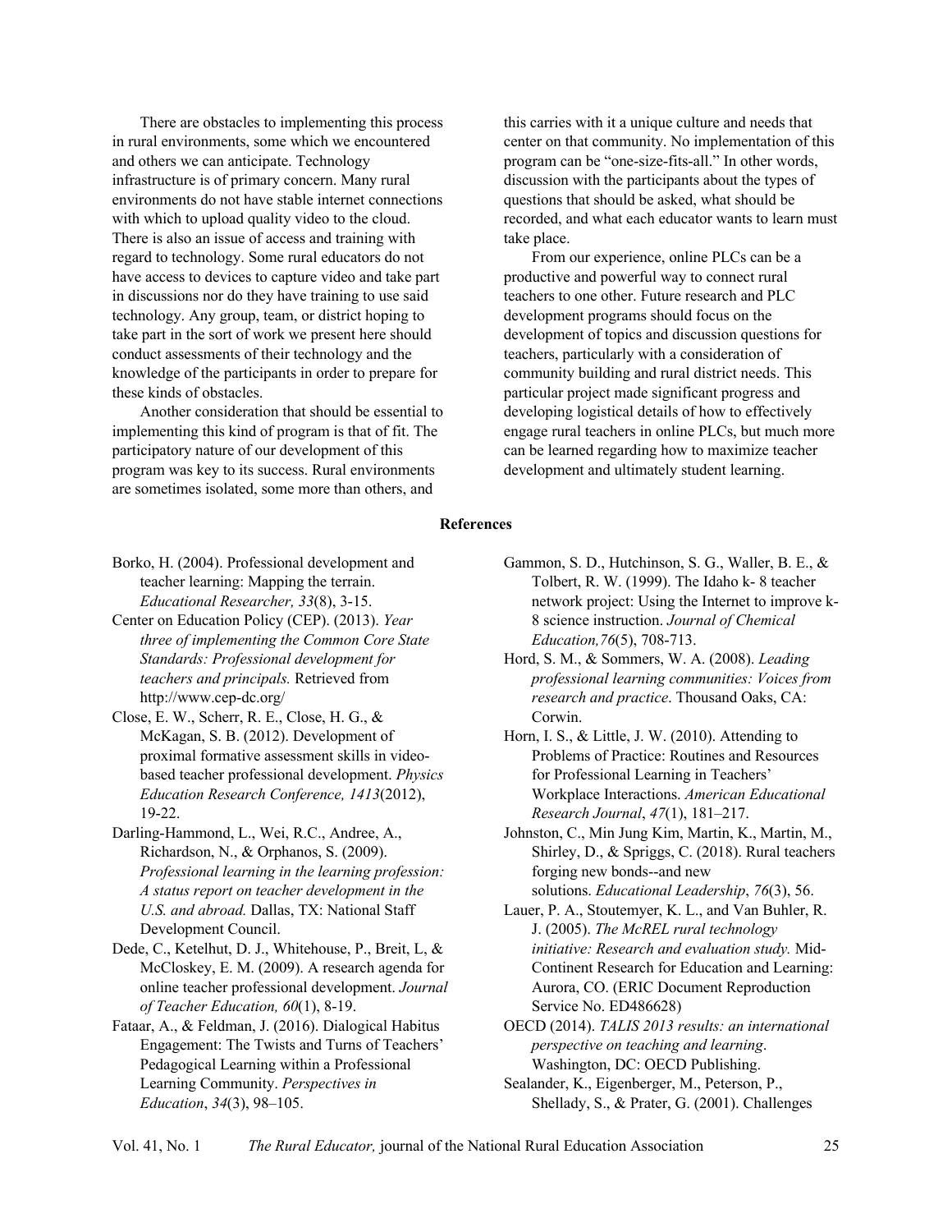There are obstacles to implementing this process in rural environments, some which we encountered and others we can anticipate. Technology infrastructure is of primary concern. Many rural environments do not have stable internet connections with which to upload quality video to the cloud. There is also an issue of access and training with regard to technology. Some rural educators do not have access to devices to capture video and take part in discussions nor do they have training to use said technology. Any group, team, or district hoping to take part in the sort of work we present here should conduct assessments of their technology and the knowledge of the participants in order to prepare for these kinds of obstacles.

Another consideration that should be essential to implementing this kind of program is that of fit. The participatory nature of our development of this program was key to its success. Rural environments are sometimes isolated, some more than others, and this carries with it a unique culture and needs that center on that community. No implementation of this program can be "one-size-fits-all." In other words, discussion with the participants about the types of questions that should be asked, what should be recorded, and what each educator wants to learn must take place.

From our experience, online PLCs can be a productive and powerful way to connect rural teachers to one other. Future research and PLC development programs should focus on the development of topics and discussion questions for teachers, particularly with a consideration of community building and rural district needs. This particular project made significant progress and developing logistical details of how to effectively engage rural teachers in online PLCs, but much more can be learned regarding how to maximize teacher development and ultimately student learning.

## References

Borko, H. (2004). Professional development and teacher learning: Mapping the terrain. *Educational Researcher, 33*(8), 3-15.

Center on Education Policy (CEP). (2013). *Year three of implementing the Common Core State Standards: Professional development for teachers and principals.* Retrieved from http://www.cep-dc.org/

Close, E. W., Scherr, R. E., Close, H. G., & McKagan, S. B. (2012). Development of proximal formative assessment skills in video-based teacher professional development. *Physics Education Research Conference, 1413*(2012), 19-22.

Darling-Hammond, L., Wei, R.C., Andree, A., Richardson, N., & Orphanos, S. (2009). *Professional learning in the learning profession: A status report on teacher development in the U.S. and abroad.* Dallas, TX: National Staff Development Council.

Dede, C., Ketelhut, D. J., Whitehouse, P., Breit, L, & McCloskey, E. M. (2009). A research agenda for online teacher professional development. *Journal of Teacher Education, 60*(1), 8-19.

Fataar, A., & Feldman, J. (2016). Dialogical Habitus Engagement: The Twists and Turns of Teachers' Pedagogical Learning within a Professional Learning Community. *Perspectives in Education*, *34*(3), 98–105.

Gammon, S. D., Hutchinson, S. G., Waller, B. E., & Tolbert, R. W. (1999). The Idaho k- 8 teacher network project: Using the Internet to improve k-8 science instruction. *Journal of Chemical Education,76*(5), 708-713.

Hord, S. M., & Sommers, W. A. (2008). *Leading professional learning communities: Voices from research and practice*. Thousand Oaks, CA: Corwin.

Horn, I. S., & Little, J. W. (2010). Attending to Problems of Practice: Routines and Resources for Professional Learning in Teachers' Workplace Interactions. *American Educational Research Journal*, *47*(1), 181–217.

Johnston, C., Min Jung Kim, Martin, K., Martin, M., Shirley, D., & Spriggs, C. (2018). Rural teachers forging new bonds--and new solutions. *Educational Leadership*, *76*(3), 56.

Lauer, P. A., Stoutemyer, K. L., and Van Buhler, R. J. (2005). *The McREL rural technology initiative: Research and evaluation study.* Mid-Continent Research for Education and Learning: Aurora, CO. (ERIC Document Reproduction Service No. ED486628)

OECD (2014). *TALIS 2013 results: an international perspective on teaching and learning*. Washington, DC: OECD Publishing.

Sealander, K., Eigenberger, M., Peterson, P., Shellady, S., & Prater, G. (2001). Challenges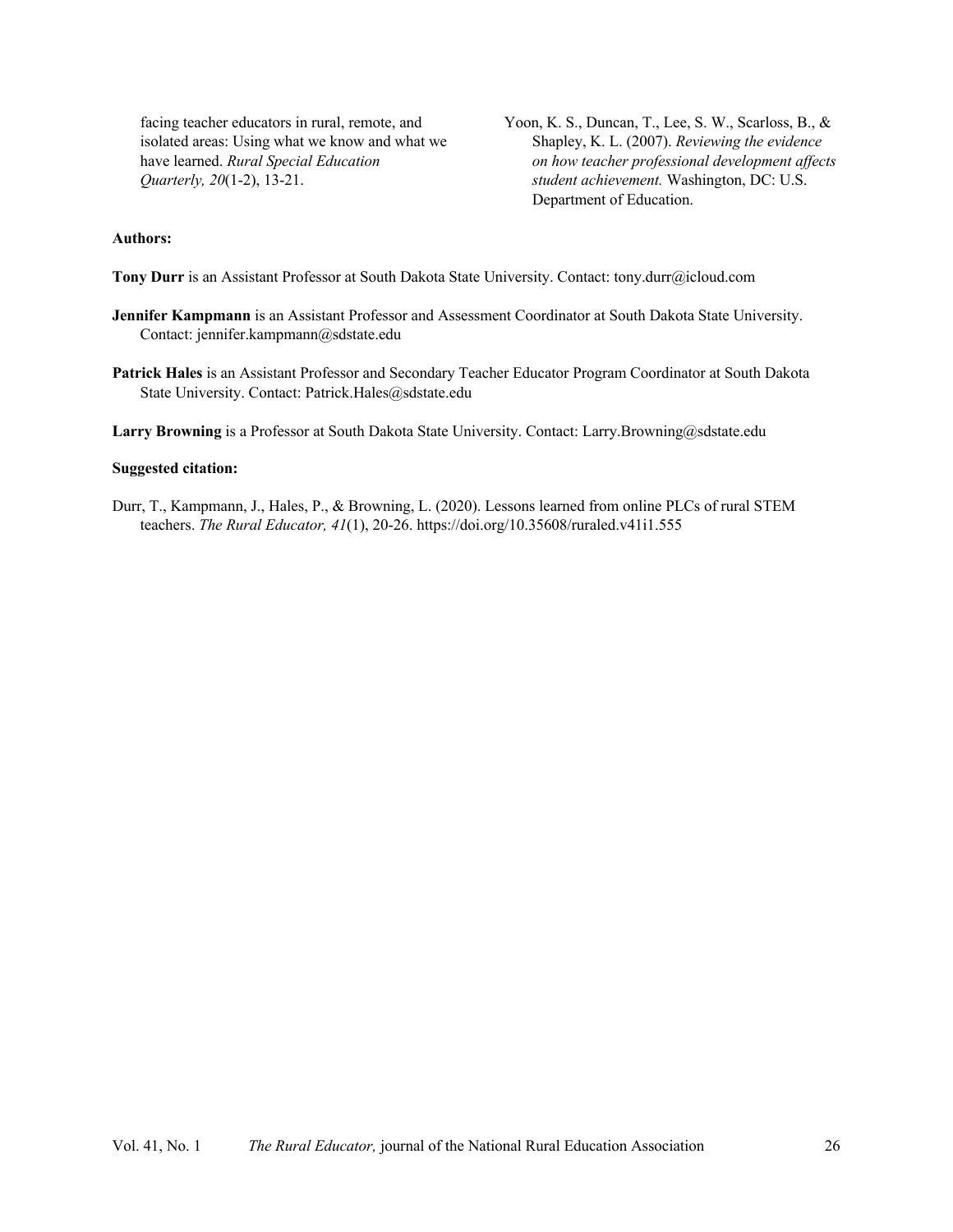facing teacher educators in rural, remote, and isolated areas: Using what we know and what we have learned. *Rural Special Education Quarterly, 20*(1-2), 13-21.

Yoon, K. S., Duncan, T., Lee, S. W., Scarloss, B., & Shapley, K. L. (2007). *Reviewing the evidence on how teacher professional development affects student achievement.* Washington, DC: U.S. Department of Education.

**Authors:**

**Tony Durr** is an Assistant Professor at South Dakota State University. Contact: tony.durr@icloud.com

**Jennifer Kampmann** is an Assistant Professor and Assessment Coordinator at South Dakota State University. Contact: jennifer.kampmann@sdstate.edu

**Patrick Hales** is an Assistant Professor and Secondary Teacher Educator Program Coordinator at South Dakota State University. Contact: Patrick.Hales@sdstate.edu

**Larry Browning** is a Professor at South Dakota State University. Contact: Larry.Browning@sdstate.edu

**Suggested citation:**

Durr, T., Kampmann, J., Hales, P., & Browning, L. (2020). Lessons learned from online PLCs of rural STEM teachers. *The Rural Educator, 41*(1), 20-26. https://doi.org/10.35608/ruraled.v41i1.555